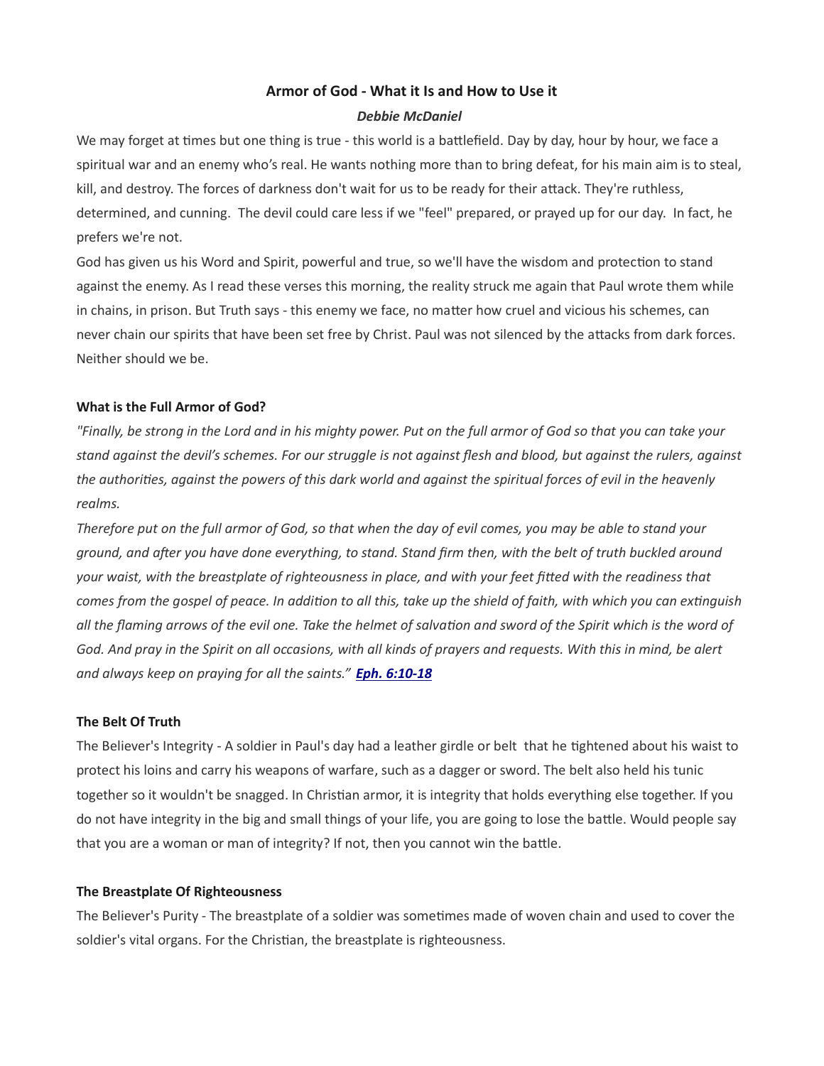# Armor of God - What it Is and How to Use it

***Debbie McDaniel***

We may forget at times but one thing is true - this world is a battlefield. Day by day, hour by hour, we face a spiritual war and an enemy who's real. He wants nothing more than to bring defeat, for his main aim is to steal, kill, and destroy. The forces of darkness don't wait for us to be ready for their attack. They're ruthless, determined, and cunning. The devil could care less if we "feel" prepared, or prayed up for our day. In fact, he prefers we're not.

God has given us his Word and Spirit, powerful and true, so we'll have the wisdom and protection to stand against the enemy. As I read these verses this morning, the reality struck me again that Paul wrote them while in chains, in prison. But Truth says - this enemy we face, no matter how cruel and vicious his schemes, can never chain our spirits that have been set free by Christ. Paul was not silenced by the attacks from dark forces. Neither should we be.

**What is the Full Armor of God?**

*"Finally, be strong in the Lord and in his mighty power. Put on the full armor of God so that you can take your stand against the devil's schemes. For our struggle is not against flesh and blood, but against the rulers, against the authorities, against the powers of this dark world and against the spiritual forces of evil in the heavenly realms.*

*Therefore put on the full armor of God, so that when the day of evil comes, you may be able to stand your ground, and after you have done everything, to stand. Stand firm then, with the belt of truth buckled around your waist, with the breastplate of righteousness in place, and with your feet fitted with the readiness that comes from the gospel of peace. In addition to all this, take up the shield of faith, with which you can extinguish all the flaming arrows of the evil one. Take the helmet of salvation and sword of the Spirit which is the word of God. And pray in the Spirit on all occasions, with all kinds of prayers and requests. With this in mind, be alert and always keep on praying for all the saints."* ***Eph. 6:10-18***

**The Belt Of Truth**

The Believer's Integrity - A soldier in Paul's day had a leather girdle or belt that he tightened about his waist to protect his loins and carry his weapons of warfare, such as a dagger or sword. The belt also held his tunic together so it wouldn't be snagged. In Christian armor, it is integrity that holds everything else together. If you do not have integrity in the big and small things of your life, you are going to lose the battle. Would people say that you are a woman or man of integrity? If not, then you cannot win the battle.

**The Breastplate Of Righteousness**

The Believer's Purity - The breastplate of a soldier was sometimes made of woven chain and used to cover the soldier's vital organs. For the Christian, the breastplate is righteousness.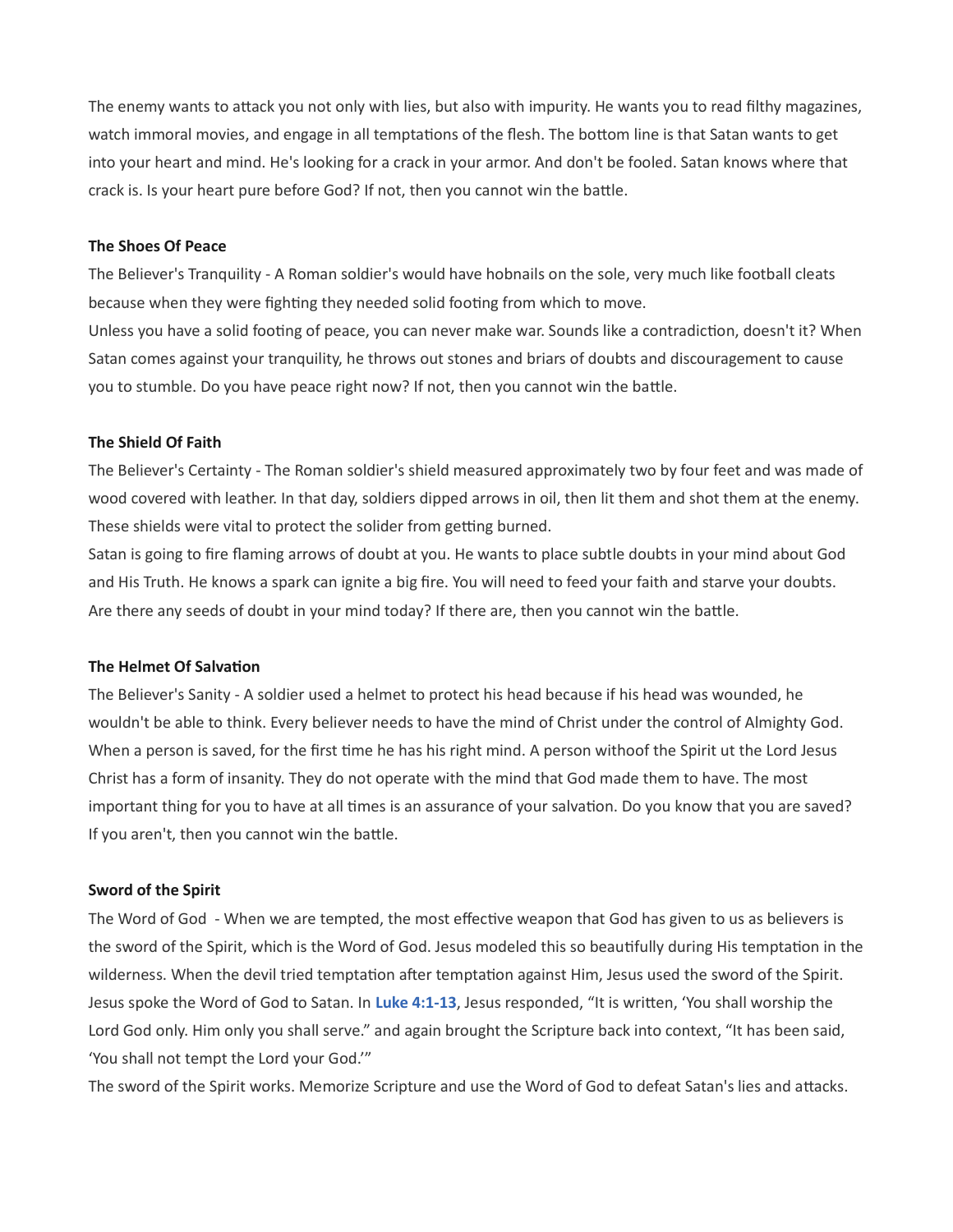The enemy wants to attack you not only with lies, but also with impurity. He wants you to read filthy magazines, watch immoral movies, and engage in all temptations of the flesh. The bottom line is that Satan wants to get into your heart and mind. He's looking for a crack in your armor. And don't be fooled. Satan knows where that crack is. Is your heart pure before God? If not, then you cannot win the battle.

**The Shoes Of Peace**

The Believer's Tranquility - A Roman soldier's would have hobnails on the sole, very much like football cleats because when they were fighting they needed solid footing from which to move.
Unless you have a solid footing of peace, you can never make war. Sounds like a contradiction, doesn't it? When Satan comes against your tranquility, he throws out stones and briars of doubts and discouragement to cause you to stumble. Do you have peace right now? If not, then you cannot win the battle.

**The Shield Of Faith**

The Believer's Certainty - The Roman soldier's shield measured approximately two by four feet and was made of wood covered with leather. In that day, soldiers dipped arrows in oil, then lit them and shot them at the enemy. These shields were vital to protect the solider from getting burned.
Satan is going to fire flaming arrows of doubt at you. He wants to place subtle doubts in your mind about God and His Truth. He knows a spark can ignite a big fire. You will need to feed your faith and starve your doubts. Are there any seeds of doubt in your mind today? If there are, then you cannot win the battle.

**The Helmet Of Salvation**

The Believer's Sanity - A soldier used a helmet to protect his head because if his head was wounded, he wouldn't be able to think. Every believer needs to have the mind of Christ under the control of Almighty God. When a person is saved, for the first time he has his right mind. A person withoof the Spirit ut the Lord Jesus Christ has a form of insanity. They do not operate with the mind that God made them to have. The most important thing for you to have at all times is an assurance of your salvation. Do you know that you are saved? If you aren't, then you cannot win the battle.

**Sword of the Spirit**

The Word of God - When we are tempted, the most effective weapon that God has given to us as believers is the sword of the Spirit, which is the Word of God. Jesus modeled this so beautifully during His temptation in the wilderness. When the devil tried temptation after temptation against Him, Jesus used the sword of the Spirit. Jesus spoke the Word of God to Satan. In **Luke 4:1-13**, Jesus responded, "It is written, 'You shall worship the Lord God only. Him only you shall serve." and again brought the Scripture back into context, "It has been said, 'You shall not tempt the Lord your God.'"
The sword of the Spirit works. Memorize Scripture and use the Word of God to defeat Satan's lies and attacks.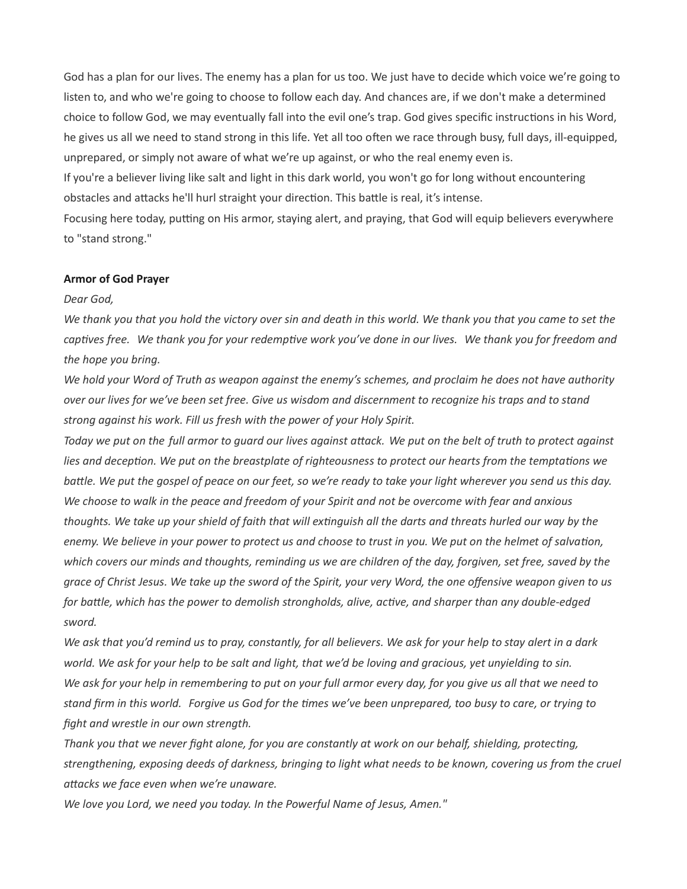God has a plan for our lives. The enemy has a plan for us too. We just have to decide which voice we're going to listen to, and who we're going to choose to follow each day. And chances are, if we don't make a determined choice to follow God, we may eventually fall into the evil one's trap. God gives specific instructions in his Word, he gives us all we need to stand strong in this life. Yet all too often we race through busy, full days, ill-equipped, unprepared, or simply not aware of what we're up against, or who the real enemy even is.

If you're a believer living like salt and light in this dark world, you won't go for long without encountering obstacles and attacks he'll hurl straight your direction. This battle is real, it's intense.

Focusing here today, putting on His armor, staying alert, and praying, that God will equip believers everywhere to "stand strong."

**Armor of God Prayer**

*Dear God,*

*We thank you that you hold the victory over sin and death in this world. We thank you that you came to set the captives free. We thank you for your redemptive work you've done in our lives. We thank you for freedom and the hope you bring.*

*We hold your Word of Truth as weapon against the enemy's schemes, and proclaim he does not have authority over our lives for we've been set free. Give us wisdom and discernment to recognize his traps and to stand strong against his work. Fill us fresh with the power of your Holy Spirit.*

*Today we put on the full armor to guard our lives against attack. We put on the belt of truth to protect against lies and deception. We put on the breastplate of righteousness to protect our hearts from the temptations we battle. We put the gospel of peace on our feet, so we're ready to take your light wherever you send us this day. We choose to walk in the peace and freedom of your Spirit and not be overcome with fear and anxious thoughts. We take up your shield of faith that will extinguish all the darts and threats hurled our way by the enemy. We believe in your power to protect us and choose to trust in you. We put on the helmet of salvation, which covers our minds and thoughts, reminding us we are children of the day, forgiven, set free, saved by the grace of Christ Jesus. We take up the sword of the Spirit, your very Word, the one offensive weapon given to us for battle, which has the power to demolish strongholds, alive, active, and sharper than any double-edged sword.*

*We ask that you'd remind us to pray, constantly, for all believers. We ask for your help to stay alert in a dark world. We ask for your help to be salt and light, that we'd be loving and gracious, yet unyielding to sin.*

*We ask for your help in remembering to put on your full armor every day, for you give us all that we need to stand firm in this world. Forgive us God for the times we've been unprepared, too busy to care, or trying to fight and wrestle in our own strength.*

*Thank you that we never fight alone, for you are constantly at work on our behalf, shielding, protecting, strengthening, exposing deeds of darkness, bringing to light what needs to be known, covering us from the cruel attacks we face even when we're unaware.*

*We love you Lord, we need you today. In the Powerful Name of Jesus, Amen."*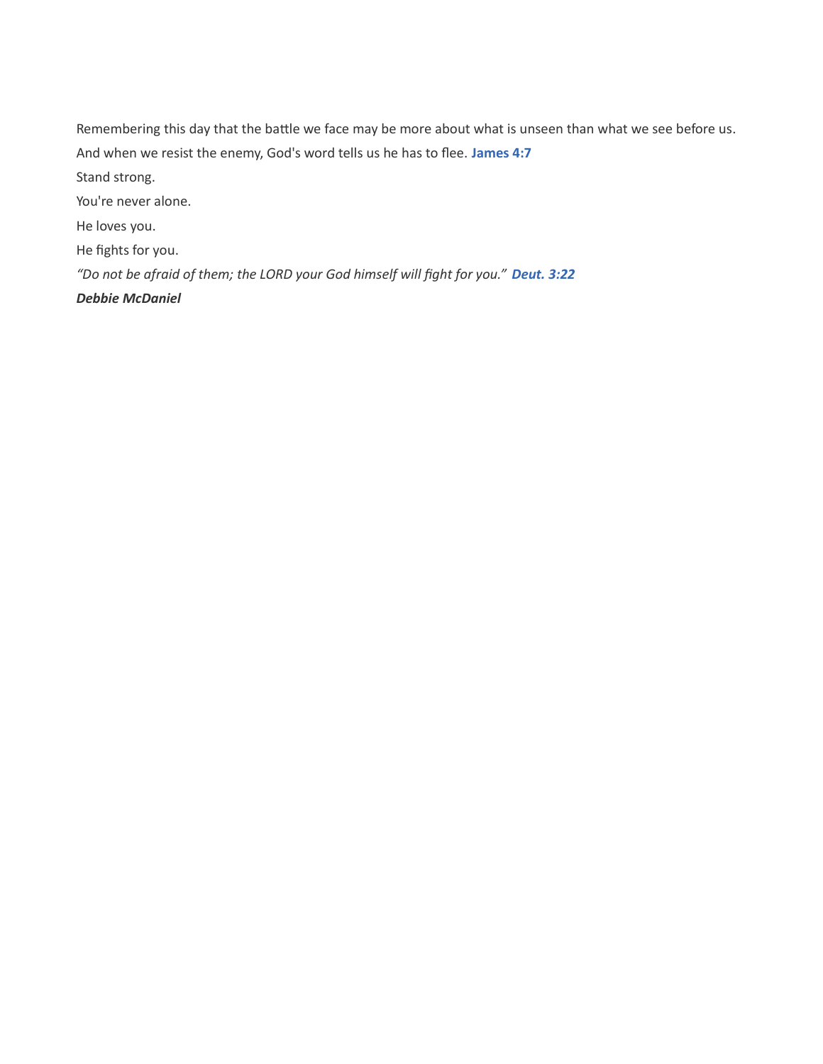Remembering this day that the battle we face may be more about what is unseen than what we see before us.

And when we resist the enemy, God's word tells us he has to flee. **James 4:7**

Stand strong.

You're never alone.

He loves you.

He fights for you.

*"Do not be afraid of them; the LORD your God himself will fight for you."* ***Deut. 3:22***

***Debbie McDaniel***